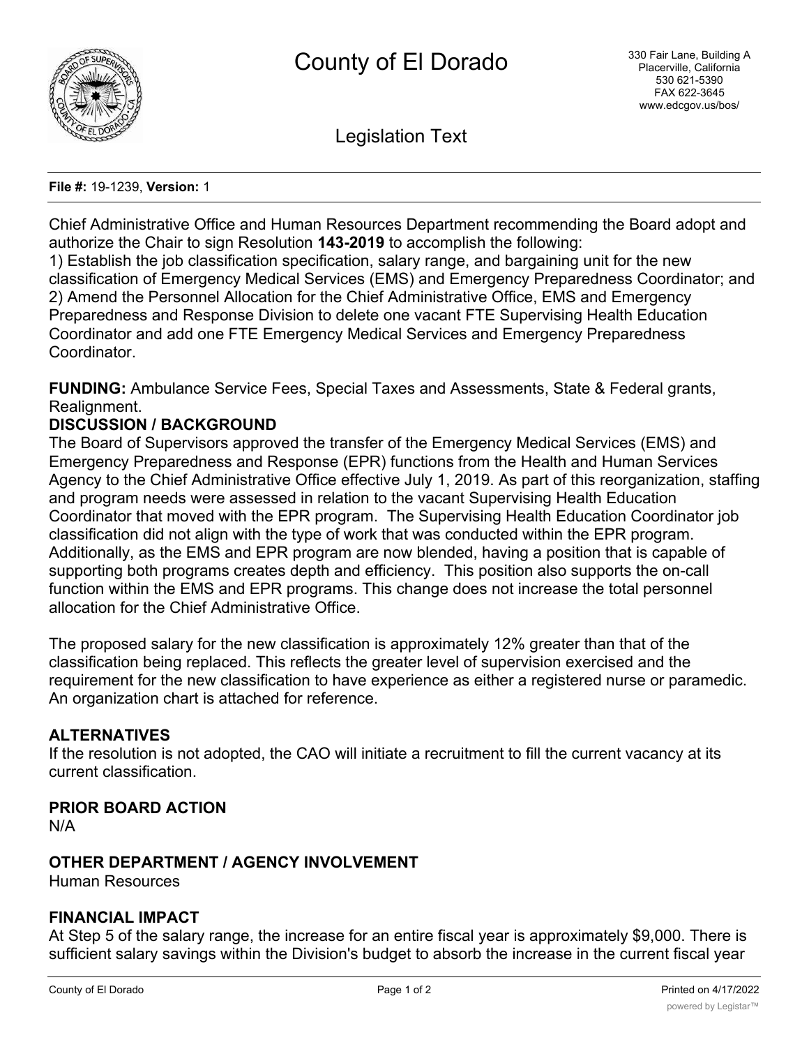# County of El Dorado

330 Fair Lane, Building A
Placerville, California
530 621-5390
FAX 622-3645
www.edcgov.us/bos/

## Legislation Text

**File #:** 19-1239, **Version:** 1

Chief Administrative Office and Human Resources Department recommending the Board adopt and authorize the Chair to sign Resolution **143-2019** to accomplish the following:
1) Establish the job classification specification, salary range, and bargaining unit for the new classification of Emergency Medical Services (EMS) and Emergency Preparedness Coordinator; and
2) Amend the Personnel Allocation for the Chief Administrative Office, EMS and Emergency Preparedness and Response Division to delete one vacant FTE Supervising Health Education Coordinator and add one FTE Emergency Medical Services and Emergency Preparedness Coordinator.

**FUNDING:** Ambulance Service Fees, Special Taxes and Assessments, State & Federal grants, Realignment.

**DISCUSSION / BACKGROUND**

The Board of Supervisors approved the transfer of the Emergency Medical Services (EMS) and Emergency Preparedness and Response (EPR) functions from the Health and Human Services Agency to the Chief Administrative Office effective July 1, 2019. As part of this reorganization, staffing and program needs were assessed in relation to the vacant Supervising Health Education Coordinator that moved with the EPR program. The Supervising Health Education Coordinator job classification did not align with the type of work that was conducted within the EPR program. Additionally, as the EMS and EPR program are now blended, having a position that is capable of supporting both programs creates depth and efficiency. This position also supports the on-call function within the EMS and EPR programs. This change does not increase the total personnel allocation for the Chief Administrative Office.

The proposed salary for the new classification is approximately 12% greater than that of the classification being replaced. This reflects the greater level of supervision exercised and the requirement for the new classification to have experience as either a registered nurse or paramedic. An organization chart is attached for reference.

**ALTERNATIVES**

If the resolution is not adopted, the CAO will initiate a recruitment to fill the current vacancy at its current classification.

**PRIOR BOARD ACTION**

N/A

**OTHER DEPARTMENT / AGENCY INVOLVEMENT**

Human Resources

**FINANCIAL IMPACT**

At Step 5 of the salary range, the increase for an entire fiscal year is approximately $9,000. There is sufficient salary savings within the Division's budget to absorb the increase in the current fiscal year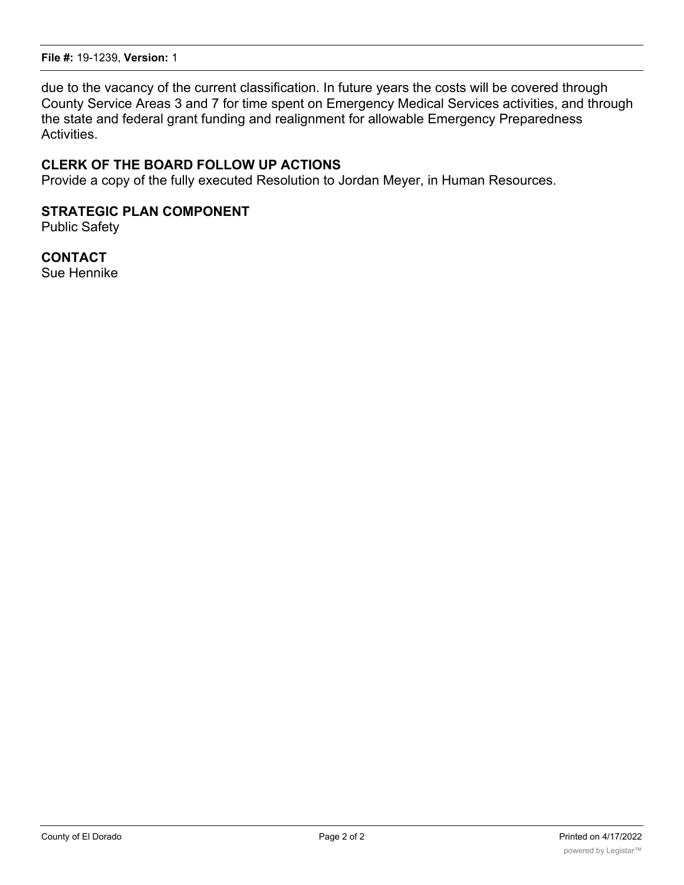due to the vacancy of the current classification. In future years the costs will be covered through County Service Areas 3 and 7 for time spent on Emergency Medical Services activities, and through the state and federal grant funding and realignment for allowable Emergency Preparedness Activities.

## CLERK OF THE BOARD FOLLOW UP ACTIONS

Provide a copy of the fully executed Resolution to Jordan Meyer, in Human Resources.

## STRATEGIC PLAN COMPONENT

Public Safety

## CONTACT

Sue Hennike